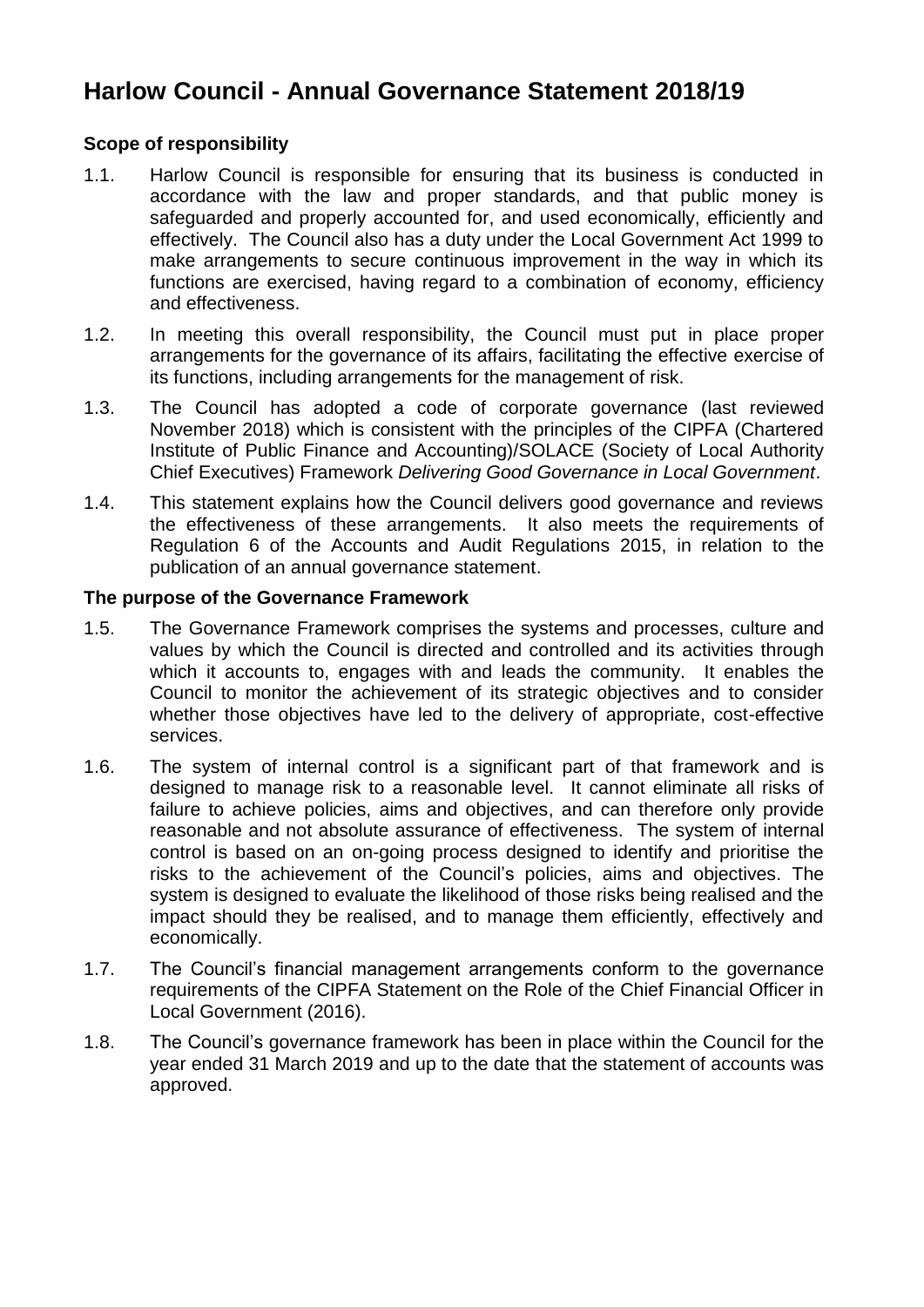# Harlow Council - Annual Governance Statement 2018/19

### Scope of responsibility

1.1. Harlow Council is responsible for ensuring that its business is conducted in accordance with the law and proper standards, and that public money is safeguarded and properly accounted for, and used economically, efficiently and effectively. The Council also has a duty under the Local Government Act 1999 to make arrangements to secure continuous improvement in the way in which its functions are exercised, having regard to a combination of economy, efficiency and effectiveness.

1.2. In meeting this overall responsibility, the Council must put in place proper arrangements for the governance of its affairs, facilitating the effective exercise of its functions, including arrangements for the management of risk.

1.3. The Council has adopted a code of corporate governance (last reviewed November 2018) which is consistent with the principles of the CIPFA (Chartered Institute of Public Finance and Accounting)/SOLACE (Society of Local Authority Chief Executives) Framework *Delivering Good Governance in Local Government*.

1.4. This statement explains how the Council delivers good governance and reviews the effectiveness of these arrangements. It also meets the requirements of Regulation 6 of the Accounts and Audit Regulations 2015, in relation to the publication of an annual governance statement.

### The purpose of the Governance Framework

1.5. The Governance Framework comprises the systems and processes, culture and values by which the Council is directed and controlled and its activities through which it accounts to, engages with and leads the community. It enables the Council to monitor the achievement of its strategic objectives and to consider whether those objectives have led to the delivery of appropriate, cost-effective services.

1.6. The system of internal control is a significant part of that framework and is designed to manage risk to a reasonable level. It cannot eliminate all risks of failure to achieve policies, aims and objectives, and can therefore only provide reasonable and not absolute assurance of effectiveness. The system of internal control is based on an on-going process designed to identify and prioritise the risks to the achievement of the Council's policies, aims and objectives. The system is designed to evaluate the likelihood of those risks being realised and the impact should they be realised, and to manage them efficiently, effectively and economically.

1.7. The Council's financial management arrangements conform to the governance requirements of the CIPFA Statement on the Role of the Chief Financial Officer in Local Government (2016).

1.8. The Council's governance framework has been in place within the Council for the year ended 31 March 2019 and up to the date that the statement of accounts was approved.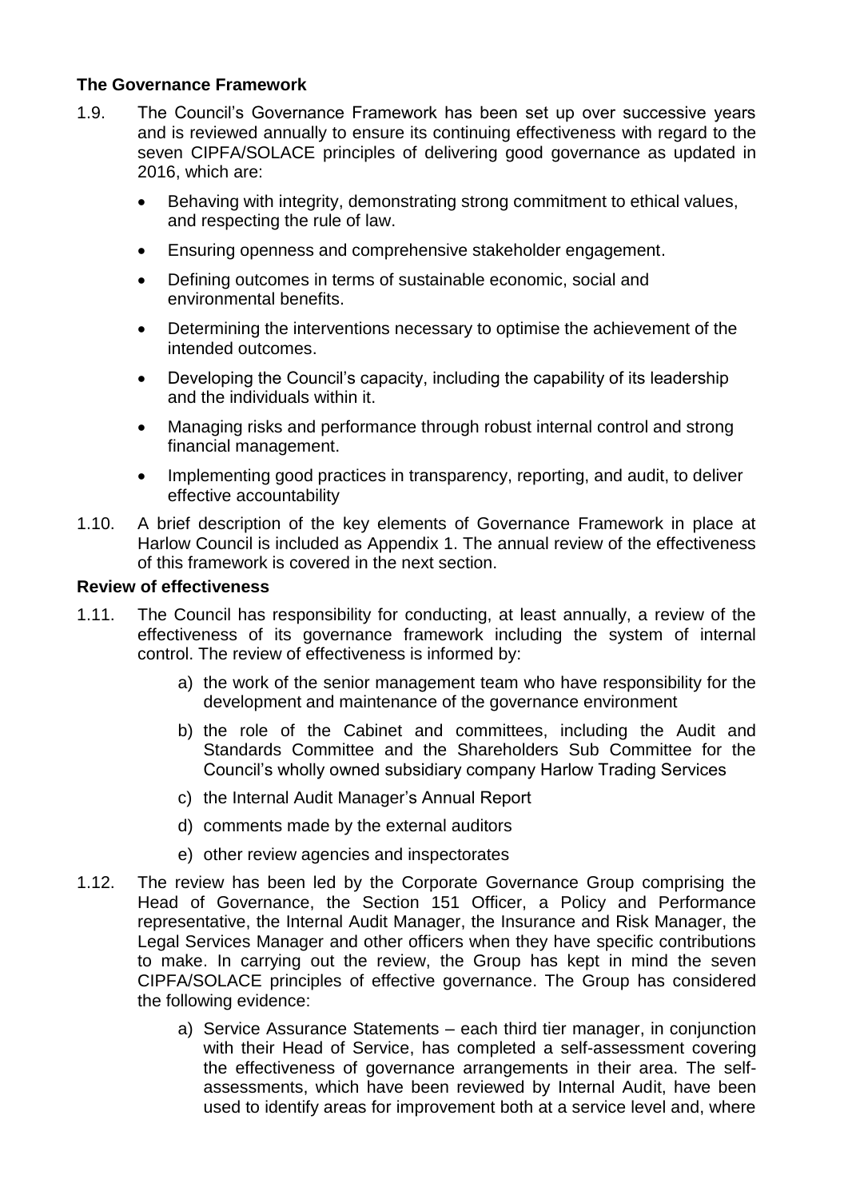**The Governance Framework**

1.9. The Council's Governance Framework has been set up over successive years and is reviewed annually to ensure its continuing effectiveness with regard to the seven CIPFA/SOLACE principles of delivering good governance as updated in 2016, which are:

- Behaving with integrity, demonstrating strong commitment to ethical values, and respecting the rule of law.
- Ensuring openness and comprehensive stakeholder engagement.
- Defining outcomes in terms of sustainable economic, social and environmental benefits.
- Determining the interventions necessary to optimise the achievement of the intended outcomes.
- Developing the Council's capacity, including the capability of its leadership and the individuals within it.
- Managing risks and performance through robust internal control and strong financial management.
- Implementing good practices in transparency, reporting, and audit, to deliver effective accountability

1.10. A brief description of the key elements of Governance Framework in place at Harlow Council is included as Appendix 1. The annual review of the effectiveness of this framework is covered in the next section.

**Review of effectiveness**

1.11. The Council has responsibility for conducting, at least annually, a review of the effectiveness of its governance framework including the system of internal control. The review of effectiveness is informed by:

a) the work of the senior management team who have responsibility for the development and maintenance of the governance environment

b) the role of the Cabinet and committees, including the Audit and Standards Committee and the Shareholders Sub Committee for the Council's wholly owned subsidiary company Harlow Trading Services

c) the Internal Audit Manager's Annual Report

d) comments made by the external auditors

e) other review agencies and inspectorates

1.12. The review has been led by the Corporate Governance Group comprising the Head of Governance, the Section 151 Officer, a Policy and Performance representative, the Internal Audit Manager, the Insurance and Risk Manager, the Legal Services Manager and other officers when they have specific contributions to make. In carrying out the review, the Group has kept in mind the seven CIPFA/SOLACE principles of effective governance. The Group has considered the following evidence:

a) Service Assurance Statements – each third tier manager, in conjunction with their Head of Service, has completed a self-assessment covering the effectiveness of governance arrangements in their area. The self-assessments, which have been reviewed by Internal Audit, have been used to identify areas for improvement both at a service level and, where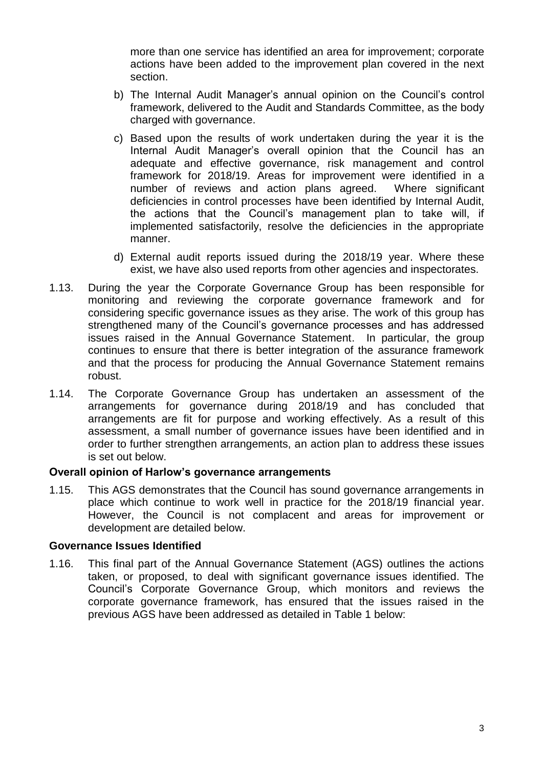more than one service has identified an area for improvement; corporate actions have been added to the improvement plan covered in the next section.

b) The Internal Audit Manager's annual opinion on the Council's control framework, delivered to the Audit and Standards Committee, as the body charged with governance.

c) Based upon the results of work undertaken during the year it is the Internal Audit Manager's overall opinion that the Council has an adequate and effective governance, risk management and control framework for 2018/19. Areas for improvement were identified in a number of reviews and action plans agreed. Where significant deficiencies in control processes have been identified by Internal Audit, the actions that the Council's management plan to take will, if implemented satisfactorily, resolve the deficiencies in the appropriate manner.

d) External audit reports issued during the 2018/19 year. Where these exist, we have also used reports from other agencies and inspectorates.

1.13. During the year the Corporate Governance Group has been responsible for monitoring and reviewing the corporate governance framework and for considering specific governance issues as they arise. The work of this group has strengthened many of the Council's governance processes and has addressed issues raised in the Annual Governance Statement. In particular, the group continues to ensure that there is better integration of the assurance framework and that the process for producing the Annual Governance Statement remains robust.

1.14. The Corporate Governance Group has undertaken an assessment of the arrangements for governance during 2018/19 and has concluded that arrangements are fit for purpose and working effectively. As a result of this assessment, a small number of governance issues have been identified and in order to further strengthen arrangements, an action plan to address these issues is set out below.

**Overall opinion of Harlow's governance arrangements**

1.15. This AGS demonstrates that the Council has sound governance arrangements in place which continue to work well in practice for the 2018/19 financial year. However, the Council is not complacent and areas for improvement or development are detailed below.

**Governance Issues Identified**

1.16. This final part of the Annual Governance Statement (AGS) outlines the actions taken, or proposed, to deal with significant governance issues identified. The Council's Corporate Governance Group, which monitors and reviews the corporate governance framework, has ensured that the issues raised in the previous AGS have been addressed as detailed in Table 1 below: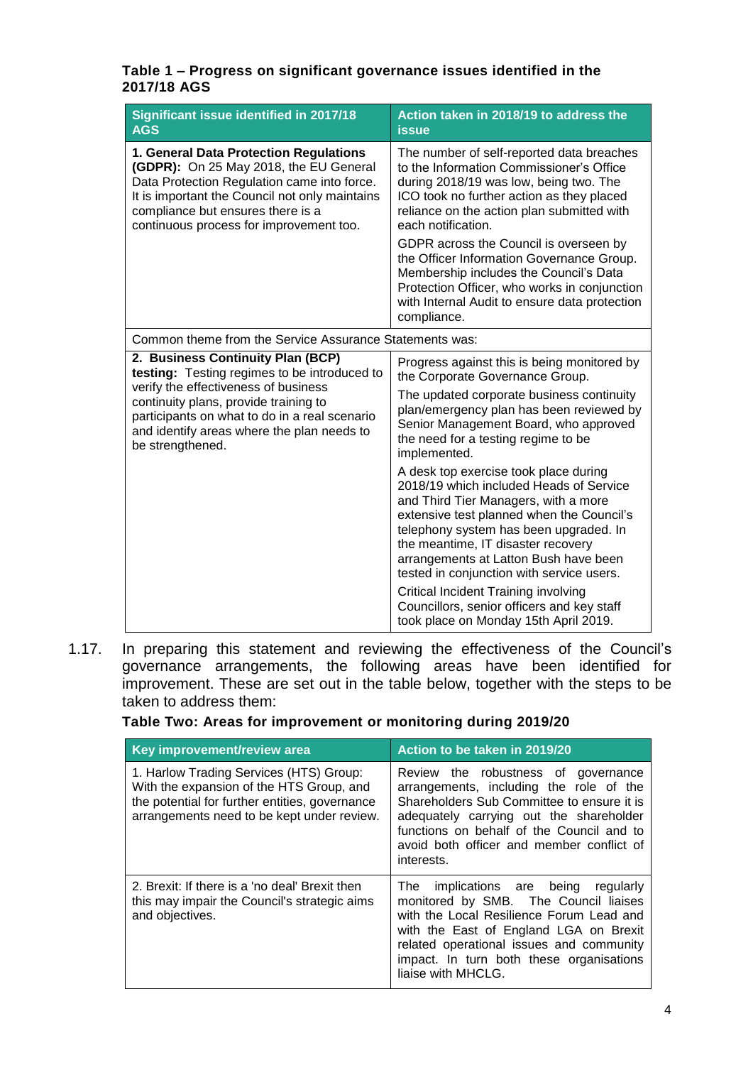**Table 1 – Progress on significant governance issues identified in the 2017/18 AGS**

| Significant issue identified in 2017/18 AGS | Action taken in 2018/19 to address the issue |
|---|---|
| **1. General Data Protection Regulations (GDPR):** On 25 May 2018, the EU General Data Protection Regulation came into force. It is important the Council not only maintains compliance but ensures there is a continuous process for improvement too. | The number of self-reported data breaches to the Information Commissioner's Office during 2018/19 was low, being two. The ICO took no further action as they placed reliance on the action plan submitted with each notification.<br><br>GDPR across the Council is overseen by the Officer Information Governance Group. Membership includes the Council's Data Protection Officer, who works in conjunction with Internal Audit to ensure data protection compliance. |
| Common theme from the Service Assurance Statements was: | |
| **2. Business Continuity Plan (BCP) testing:** Testing regimes to be introduced to verify the effectiveness of business continuity plans, provide training to participants on what to do in a real scenario and identify areas where the plan needs to be strengthened. | Progress against this is being monitored by the Corporate Governance Group.<br><br>The updated corporate business continuity plan/emergency plan has been reviewed by Senior Management Board, who approved the need for a testing regime to be implemented.<br><br>A desk top exercise took place during 2018/19 which included Heads of Service and Third Tier Managers, with a more extensive test planned when the Council's telephony system has been upgraded. In the meantime, IT disaster recovery arrangements at Latton Bush have been tested in conjunction with service users.<br><br>Critical Incident Training involving Councillors, senior officers and key staff took place on Monday 15th April 2019. |

1.17. In preparing this statement and reviewing the effectiveness of the Council's governance arrangements, the following areas have been identified for improvement. These are set out in the table below, together with the steps to be taken to address them:

**Table Two: Areas for improvement or monitoring during 2019/20**

| Key improvement/review area | Action to be taken in 2019/20 |
|---|---|
| 1. Harlow Trading Services (HTS) Group: With the expansion of the HTS Group, and the potential for further entities, governance arrangements need to be kept under review. | Review the robustness of governance arrangements, including the role of the Shareholders Sub Committee to ensure it is adequately carrying out the shareholder functions on behalf of the Council and to avoid both officer and member conflict of interests. |
| 2. Brexit: If there is a 'no deal' Brexit then this may impair the Council's strategic aims and objectives. | The implications are being regularly monitored by SMB. The Council liaises with the Local Resilience Forum Lead and with the East of England LGA on Brexit related operational issues and community impact. In turn both these organisations liaise with MHCLG. |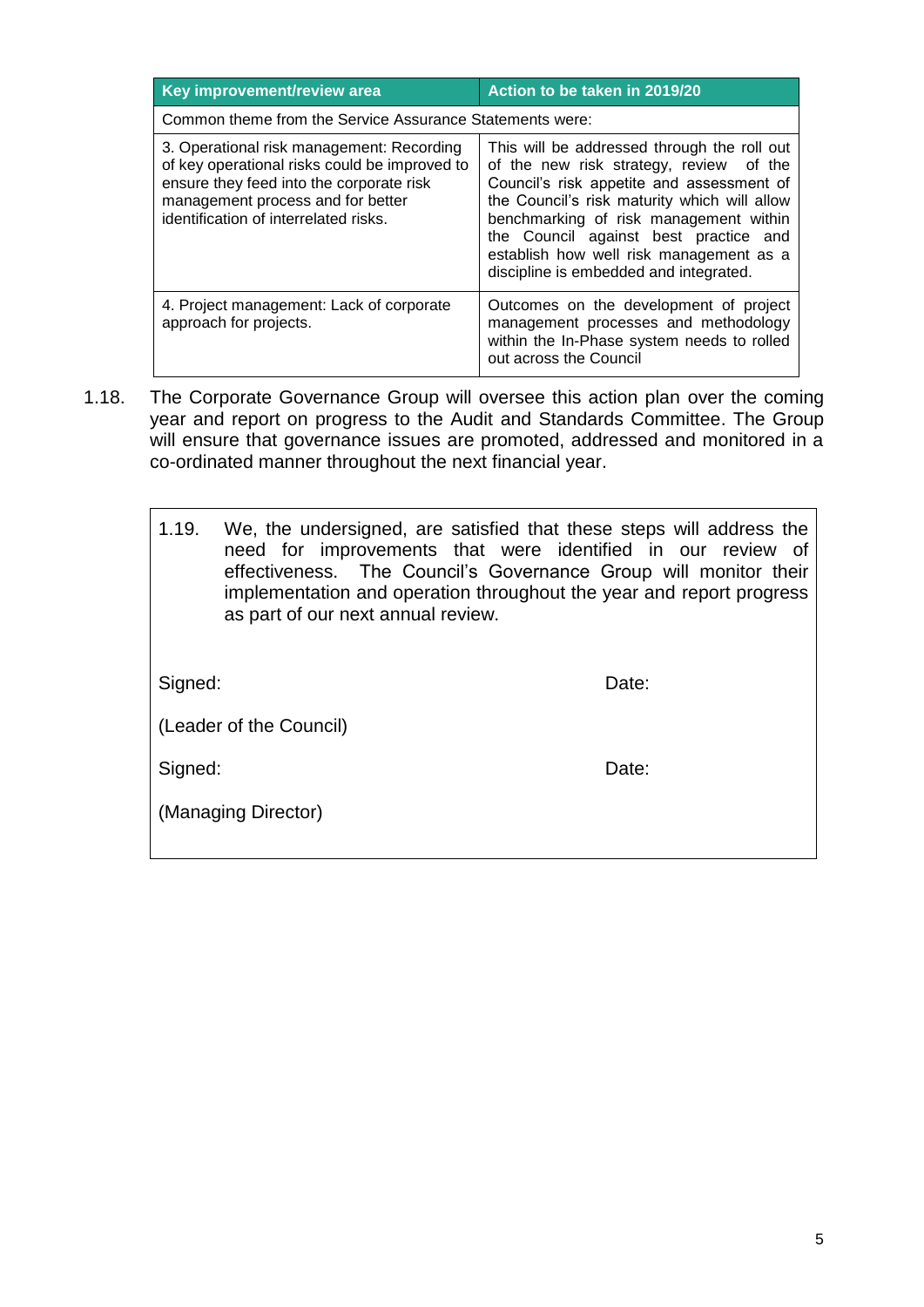| Key improvement/review area | Action to be taken in 2019/20 |
|---|---|
| Common theme from the Service Assurance Statements were: | |
| 3. Operational risk management: Recording of key operational risks could be improved to ensure they feed into the corporate risk management process and for better identification of interrelated risks. | This will be addressed through the roll out of the new risk strategy, review of the Council's risk appetite and assessment of the Council's risk maturity which will allow benchmarking of risk management within the Council against best practice and establish how well risk management as a discipline is embedded and integrated. |
| 4. Project management: Lack of corporate approach for projects. | Outcomes on the development of project management processes and methodology within the In-Phase system needs to rolled out across the Council |

1.18. The Corporate Governance Group will oversee this action plan over the coming year and report on progress to the Audit and Standards Committee. The Group will ensure that governance issues are promoted, addressed and monitored in a co-ordinated manner throughout the next financial year.

1.19. We, the undersigned, are satisfied that these steps will address the need for improvements that were identified in our review of effectiveness. The Council's Governance Group will monitor their implementation and operation throughout the year and report progress as part of our next annual review.

Signed: Date:

(Leader of the Council)

Signed: Date:

(Managing Director)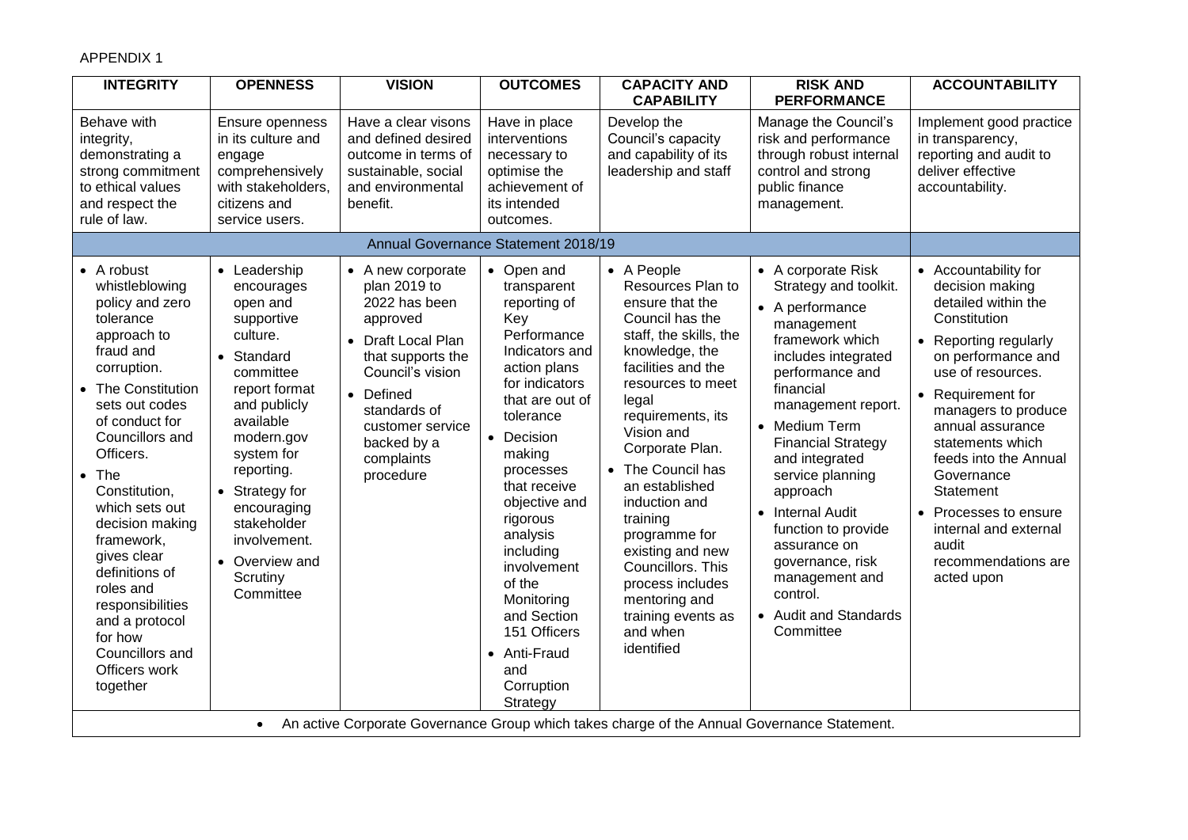APPENDIX 1

| INTEGRITY | OPENNESS | VISION | OUTCOMES | CAPACITY AND CAPABILITY | RISK AND PERFORMANCE | ACCOUNTABILITY |
|---|---|---|---|---|---|---|
| Behave with integrity, demonstrating a strong commitment to ethical values and respect the rule of law. | Ensure openness in its culture and engage comprehensively with stakeholders, citizens and service users. | Have a clear visons and defined desired outcome in terms of sustainable, social and environmental benefit. | Have in place interventions necessary to optimise the achievement of its intended outcomes. | Develop the Council's capacity and capability of its leadership and staff | Manage the Council's risk and performance through robust internal control and strong public finance management. | Implement good practice in transparency, reporting and audit to deliver effective accountability. |
| Annual Governance Statement 2018/19 | | | | | | |
| • A robust whistleblowing policy and zero tolerance approach to fraud and corruption.<br>• The Constitution sets out codes of conduct for Councillors and Officers.<br>• The Constitution, which sets out decision making framework, gives clear definitions of roles and responsibilities and a protocol for how Councillors and Officers work together | • Leadership encourages open and supportive culture.<br>• Standard committee report format and publicly available modern.gov system for reporting.<br>• Strategy for encouraging stakeholder involvement.<br>• Overview and Scrutiny Committee | • A new corporate plan 2019 to 2022 has been approved<br>• Draft Local Plan that supports the Council's vision<br>• Defined standards of customer service backed by a complaints procedure | • Open and transparent reporting of Key Performance Indicators and action plans for indicators that are out of tolerance<br>• Decision making processes that receive objective and rigorous analysis including involvement of the Monitoring and Section 151 Officers<br>• Anti-Fraud and Corruption Strategy | • A People Resources Plan to ensure that the Council has the staff, the skills, the knowledge, the facilities and the resources to meet legal requirements, its Vision and Corporate Plan.<br>• The Council has an established induction and training programme for existing and new Councillors. This process includes mentoring and training events as and when identified | • A corporate Risk Strategy and toolkit.<br>• A performance management framework which includes integrated performance and financial management report.<br>• Medium Term Financial Strategy and integrated service planning approach<br>• Internal Audit function to provide assurance on governance, risk management and control.<br>• Audit and Standards Committee | • Accountability for decision making detailed within the Constitution<br>• Reporting regularly on performance and use of resources.<br>• Requirement for managers to produce annual assurance statements which feeds into the Annual Governance Statement<br>• Processes to ensure internal and external audit recommendations are acted upon |
| • An active Corporate Governance Group which takes charge of the Annual Governance Statement. | | | | | | |